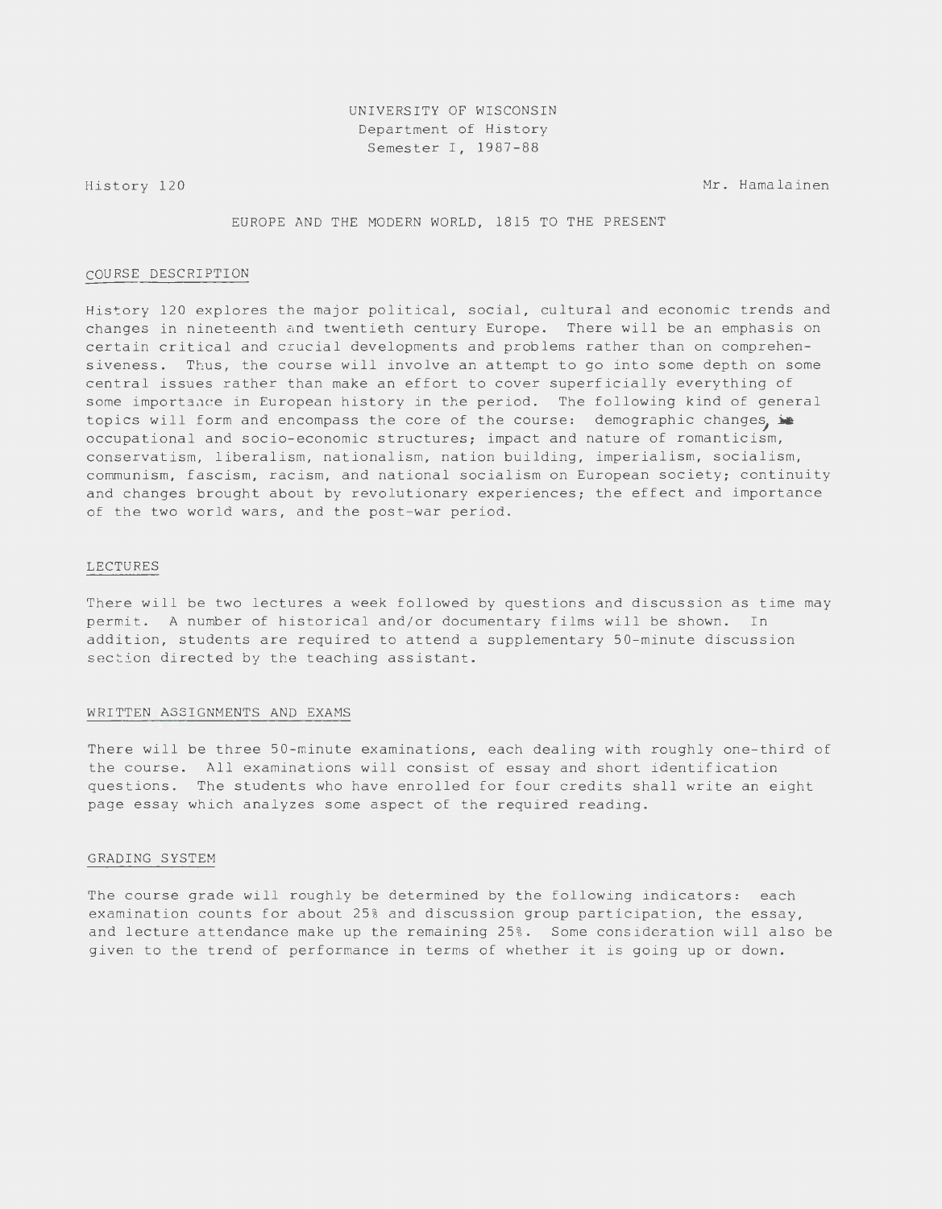UNIVERSITY OF WISCONSIN
Department of History
Semester I, 1987-88

History 120 Mr. Hamalainen

# EUROPE AND THE MODERN WORLD, 1815 TO THE PRESENT

## COURSE DESCRIPTION

History 120 explores the major political, social, cultural and economic trends and changes in nineteenth and twentieth century Europe. There will be an emphasis on certain critical and crucial developments and problems rather than on comprehensiveness. Thus, the course will involve an attempt to go into some depth on some central issues rather than make an effort to cover superficially everything of some importance in European history in the period. The following kind of general topics will form and encompass the core of the course: demographic changes, occupational and socio-economic structures; impact and nature of romanticism, conservatism, liberalism, nationalism, nation building, imperialism, socialism, communism, fascism, racism, and national socialism on European society; continuity and changes brought about by revolutionary experiences; the effect and importance of the two world wars, and the post-war period.

## LECTURES

There will be two lectures a week followed by questions and discussion as time may permit. A number of historical and/or documentary films will be shown. In addition, students are required to attend a supplementary 50-minute discussion section directed by the teaching assistant.

## WRITTEN ASSIGNMENTS AND EXAMS

There will be three 50-minute examinations, each dealing with roughly one-third of the course. All examinations will consist of essay and short identification questions. The students who have enrolled for four credits shall write an eight page essay which analyzes some aspect of the required reading.

## GRADING SYSTEM

The course grade will roughly be determined by the following indicators: each examination counts for about 25% and discussion group participation, the essay, and lecture attendance make up the remaining 25%. Some consideration will also be given to the trend of performance in terms of whether it is going up or down.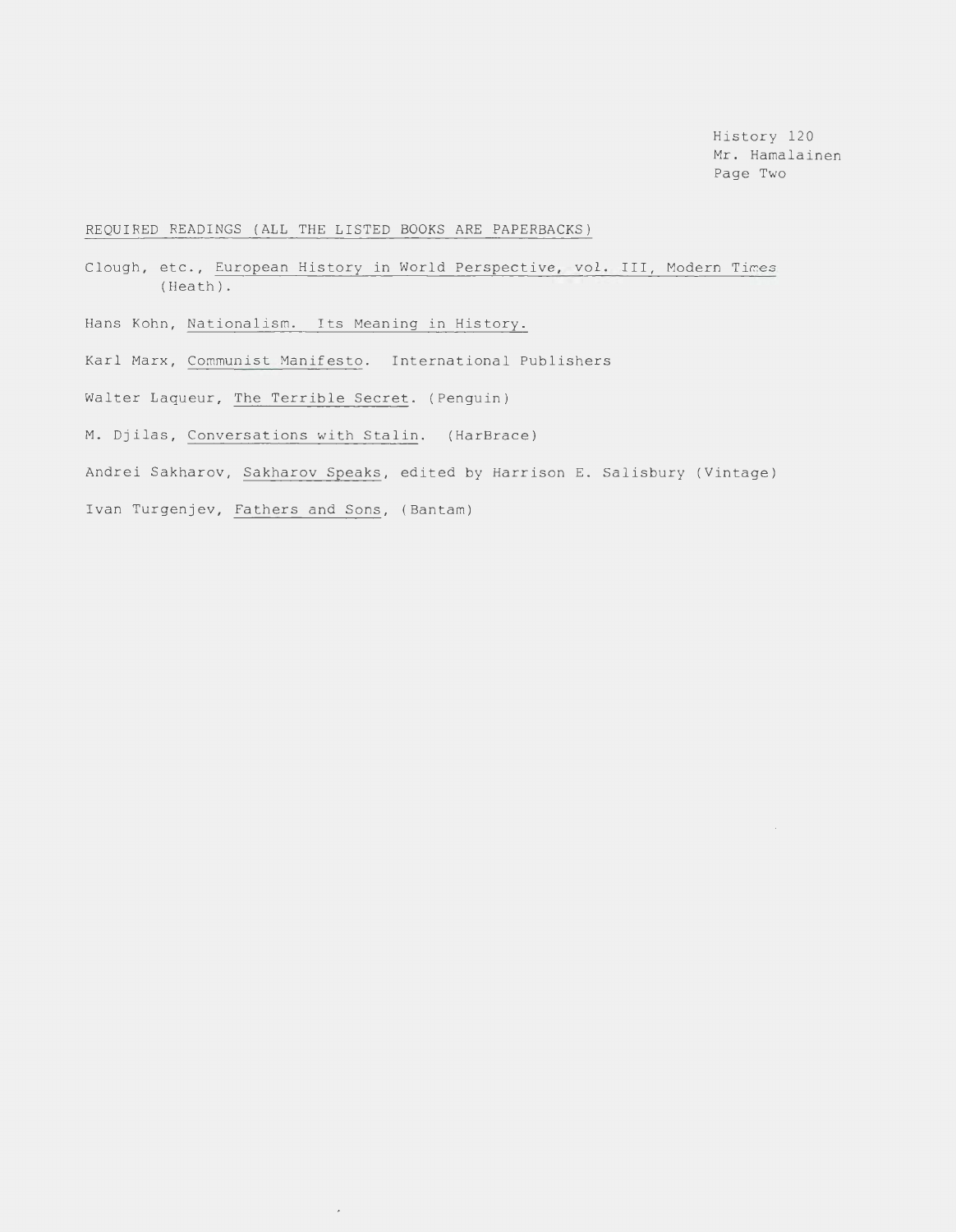History 120
Mr. Hamalainen

REQUIRED READINGS (ALL THE LISTED BOOKS ARE PAPERBACKS)

Clough, etc., European History in World Perspective, vol. III, Modern Times (Heath).

Hans Kohn, Nationalism. Its Meaning in History.

Karl Marx, Communist Manifesto. International Publishers

Walter Laqueur, The Terrible Secret. (Penguin)

M. Djilas, Conversations with Stalin. (HarBrace)

Andrei Sakharov, Sakharov Speaks, edited by Harrison E. Salisbury (Vintage)

Ivan Turgenjev, Fathers and Sons, (Bantam)